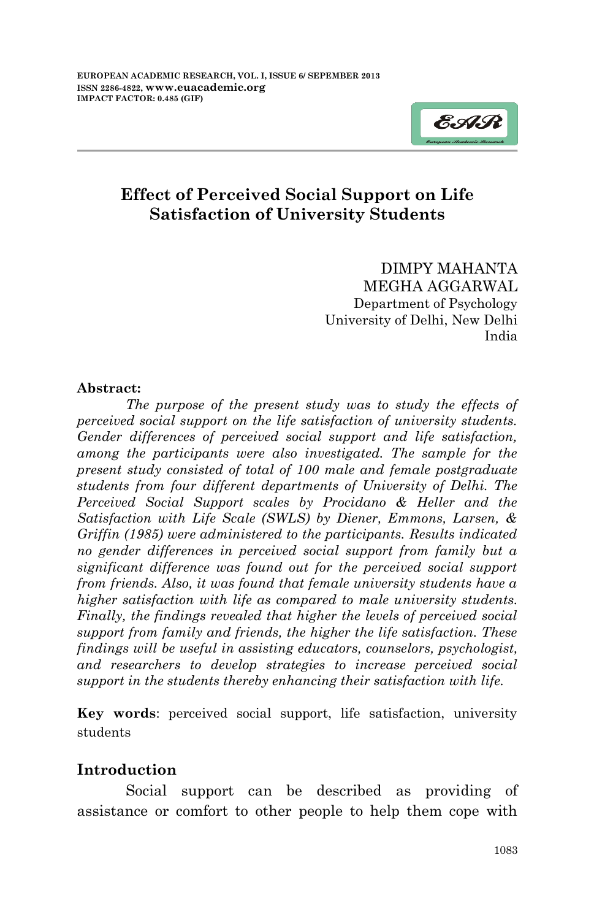# Effect of Perceived Social Support on Life Satisfaction of University Students

DIMPY MAHANTA
MEGHA AGGARWAL
Department of Psychology
University of Delhi, New Delhi
India

**Abstract:**

*The purpose of the present study was to study the effects of perceived social support on the life satisfaction of university students. Gender differences of perceived social support and life satisfaction, among the participants were also investigated. The sample for the present study consisted of total of 100 male and female postgraduate students from four different departments of University of Delhi. The Perceived Social Support scales by Procidano & Heller and the Satisfaction with Life Scale (SWLS) by Diener, Emmons, Larsen, & Griffin (1985) were administered to the participants. Results indicated no gender differences in perceived social support from family but a significant difference was found out for the perceived social support from friends. Also, it was found that female university students have a higher satisfaction with life as compared to male university students. Finally, the findings revealed that higher the levels of perceived social support from family and friends, the higher the life satisfaction. These findings will be useful in assisting educators, counselors, psychologist, and researchers to develop strategies to increase perceived social support in the students thereby enhancing their satisfaction with life.*

**Key words**: perceived social support, life satisfaction, university students

## Introduction

Social support can be described as providing of assistance or comfort to other people to help them cope with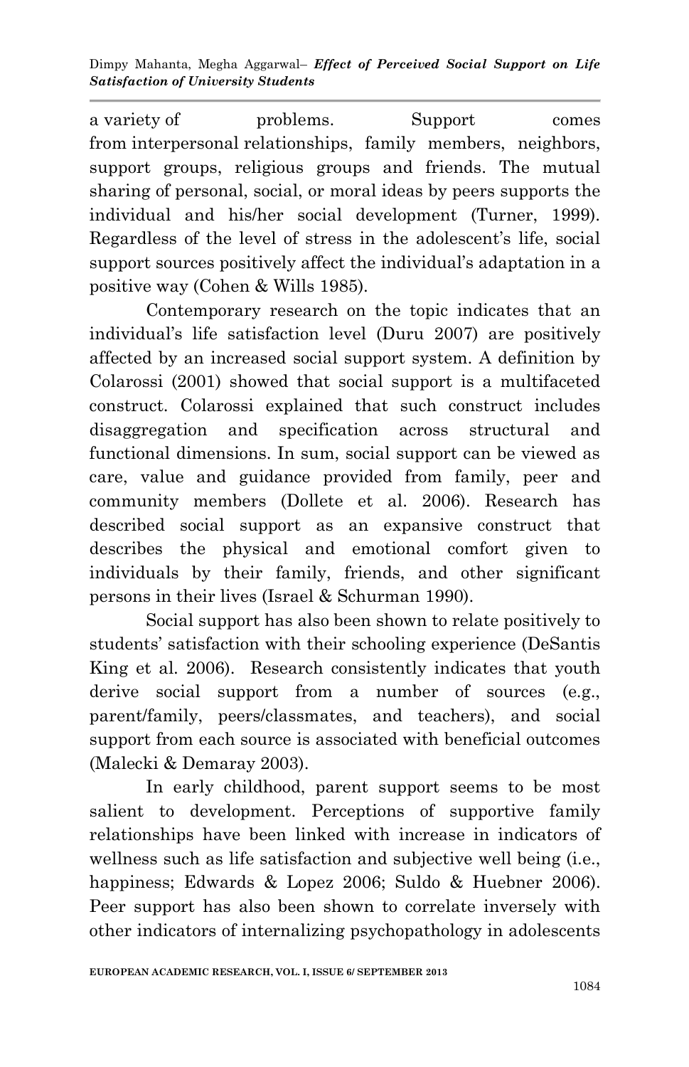a variety of problems. Support comes from interpersonal relationships, family members, neighbors, support groups, religious groups and friends. The mutual sharing of personal, social, or moral ideas by peers supports the individual and his/her social development (Turner, 1999). Regardless of the level of stress in the adolescent's life, social support sources positively affect the individual's adaptation in a positive way (Cohen & Wills 1985).

Contemporary research on the topic indicates that an individual's life satisfaction level (Duru 2007) are positively affected by an increased social support system. A definition by Colarossi (2001) showed that social support is a multifaceted construct. Colarossi explained that such construct includes disaggregation and specification across structural and functional dimensions. In sum, social support can be viewed as care, value and guidance provided from family, peer and community members (Dollete et al. 2006). Research has described social support as an expansive construct that describes the physical and emotional comfort given to individuals by their family, friends, and other significant persons in their lives (Israel & Schurman 1990).

Social support has also been shown to relate positively to students' satisfaction with their schooling experience (DeSantis King et al. 2006). Research consistently indicates that youth derive social support from a number of sources (e.g., parent/family, peers/classmates, and teachers), and social support from each source is associated with beneficial outcomes (Malecki & Demaray 2003).

In early childhood, parent support seems to be most salient to development. Perceptions of supportive family relationships have been linked with increase in indicators of wellness such as life satisfaction and subjective well being (i.e., happiness; Edwards & Lopez 2006; Suldo & Huebner 2006). Peer support has also been shown to correlate inversely with other indicators of internalizing psychopathology in adolescents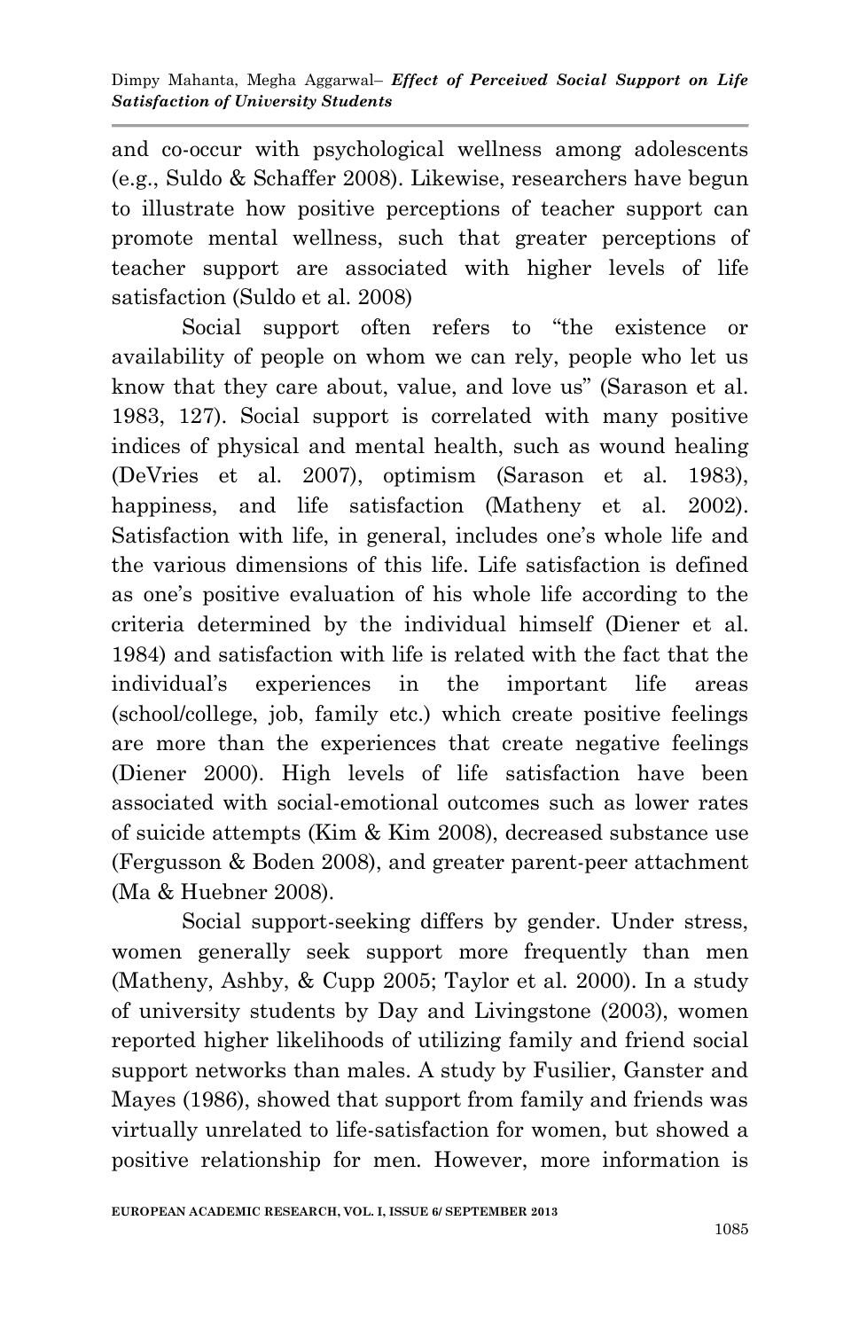and co-occur with psychological wellness among adolescents (e.g., Suldo & Schaffer 2008). Likewise, researchers have begun to illustrate how positive perceptions of teacher support can promote mental wellness, such that greater perceptions of teacher support are associated with higher levels of life satisfaction (Suldo et al. 2008)

Social support often refers to "the existence or availability of people on whom we can rely, people who let us know that they care about, value, and love us" (Sarason et al. 1983, 127). Social support is correlated with many positive indices of physical and mental health, such as wound healing (DeVries et al. 2007), optimism (Sarason et al. 1983), happiness, and life satisfaction (Matheny et al. 2002). Satisfaction with life, in general, includes one's whole life and the various dimensions of this life. Life satisfaction is defined as one's positive evaluation of his whole life according to the criteria determined by the individual himself (Diener et al. 1984) and satisfaction with life is related with the fact that the individual's experiences in the important life areas (school/college, job, family etc.) which create positive feelings are more than the experiences that create negative feelings (Diener 2000). High levels of life satisfaction have been associated with social-emotional outcomes such as lower rates of suicide attempts (Kim & Kim 2008), decreased substance use (Fergusson & Boden 2008), and greater parent-peer attachment (Ma & Huebner 2008).

Social support-seeking differs by gender. Under stress, women generally seek support more frequently than men (Matheny, Ashby, & Cupp 2005; Taylor et al. 2000). In a study of university students by Day and Livingstone (2003), women reported higher likelihoods of utilizing family and friend social support networks than males. A study by Fusilier, Ganster and Mayes (1986), showed that support from family and friends was virtually unrelated to life-satisfaction for women, but showed a positive relationship for men. However, more information is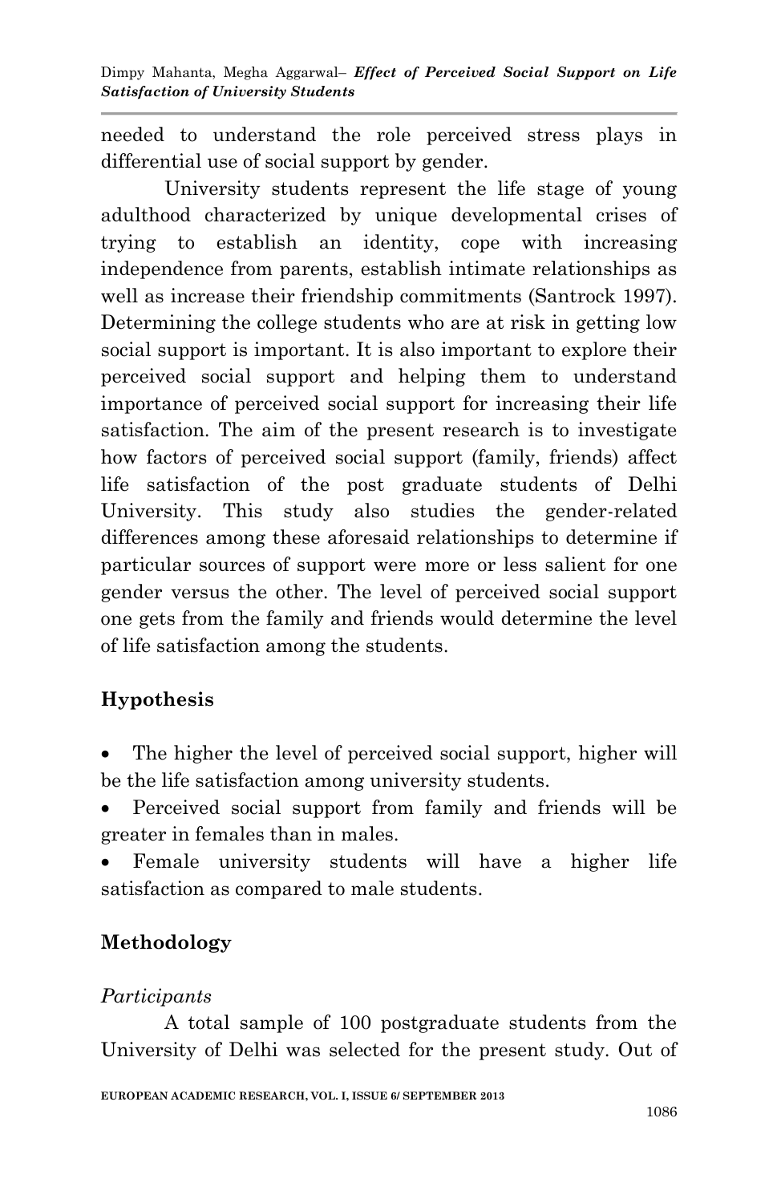needed to understand the role perceived stress plays in differential use of social support by gender.

University students represent the life stage of young adulthood characterized by unique developmental crises of trying to establish an identity, cope with increasing independence from parents, establish intimate relationships as well as increase their friendship commitments (Santrock 1997). Determining the college students who are at risk in getting low social support is important. It is also important to explore their perceived social support and helping them to understand importance of perceived social support for increasing their life satisfaction. The aim of the present research is to investigate how factors of perceived social support (family, friends) affect life satisfaction of the post graduate students of Delhi University. This study also studies the gender-related differences among these aforesaid relationships to determine if particular sources of support were more or less salient for one gender versus the other. The level of perceived social support one gets from the family and friends would determine the level of life satisfaction among the students.

## Hypothesis

- The higher the level of perceived social support, higher will be the life satisfaction among university students.
- Perceived social support from family and friends will be greater in females than in males.
- Female university students will have a higher life satisfaction as compared to male students.

## Methodology

*Participants*

A total sample of 100 postgraduate students from the University of Delhi was selected for the present study. Out of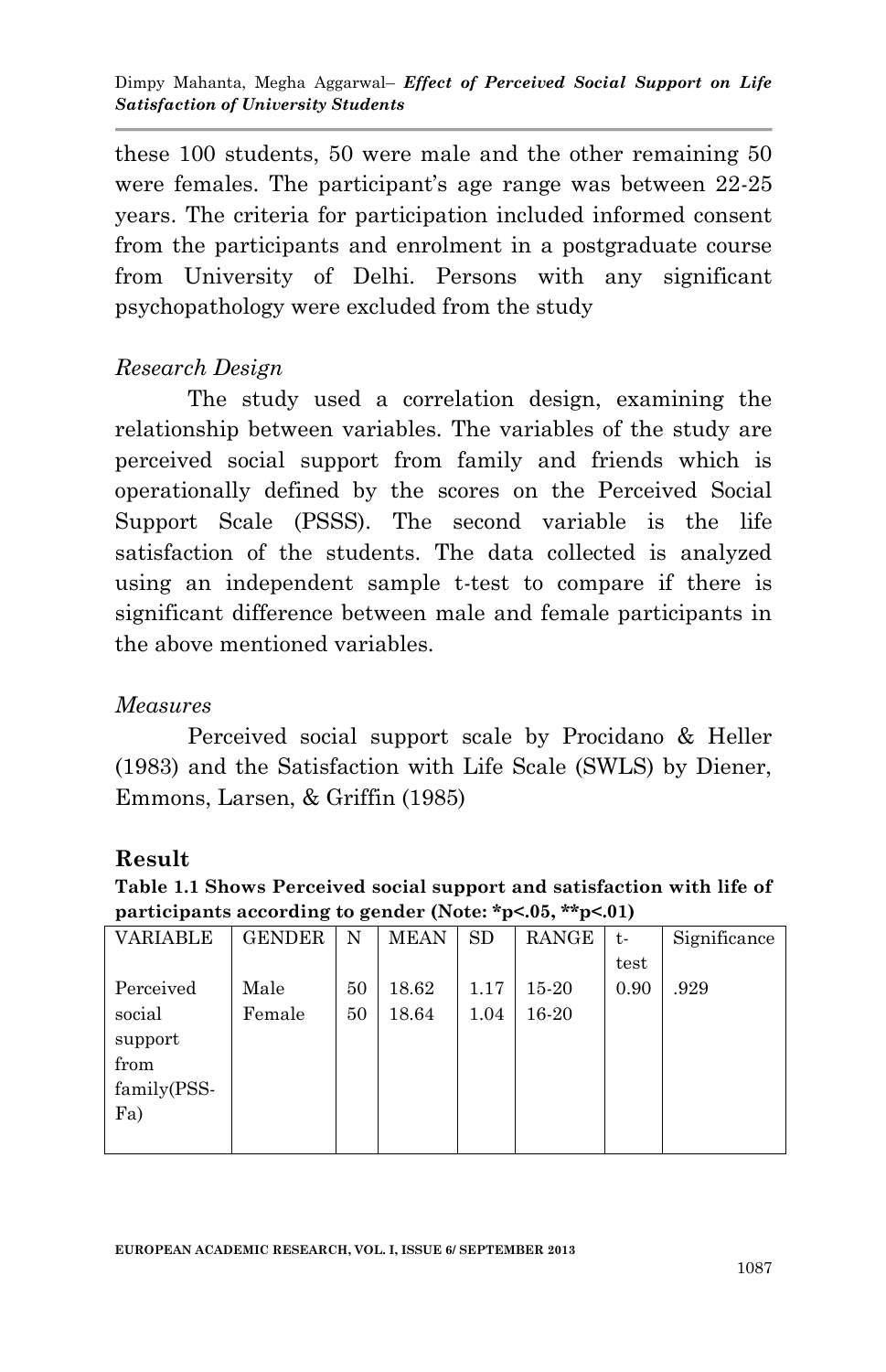these 100 students, 50 were male and the other remaining 50 were females. The participant's age range was between 22-25 years. The criteria for participation included informed consent from the participants and enrolment in a postgraduate course from University of Delhi. Persons with any significant psychopathology were excluded from the study

*Research Design*

The study used a correlation design, examining the relationship between variables. The variables of the study are perceived social support from family and friends which is operationally defined by the scores on the Perceived Social Support Scale (PSSS). The second variable is the life satisfaction of the students. The data collected is analyzed using an independent sample t-test to compare if there is significant difference between male and female participants in the above mentioned variables.

*Measures*

Perceived social support scale by Procidano & Heller (1983) and the Satisfaction with Life Scale (SWLS) by Diener, Emmons, Larsen, & Griffin (1985)

## Result

**Table 1.1 Shows Perceived social support and satisfaction with life of participants according to gender (Note: *p<.05, **p<.01)**

| VARIABLE | GENDER | N | MEAN | SD | RANGE | t-test | Significance |
|---|---|---|---|---|---|---|---|
| Perceived social support from family(PSS-Fa) | Male | 50 | 18.62 | 1.17 | 15-20 | 0.90 | .929 |
| | Female | 50 | 18.64 | 1.04 | 16-20 | | |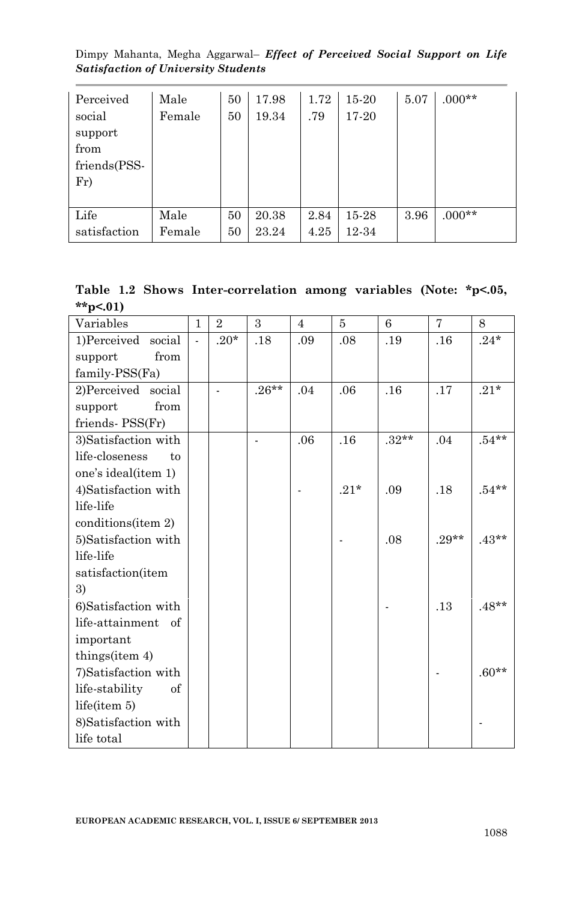| Perceived social support from friends(PSS-Fr) | Male<br>Female | 50<br>50 | 17.98<br>19.34 | 1.72<br>.79 | 15-20<br>17-20 | 5.07 | .000** |
|---|---|---|---|---|---|---|---|
| Life satisfaction | Male<br>Female | 50<br>50 | 20.38<br>23.24 | 2.84<br>4.25 | 15-28<br>12-34 | 3.96 | .000** |

**Table 1.2 Shows Inter-correlation among variables (Note: *p<.05, **p<.01)**

| Variables | 1 | 2 | 3 | 4 | 5 | 6 | 7 | 8 |
|---|---|---|---|---|---|---|---|---|
| 1)Perceived social support from family-PSS(Fa) | - | .20* | .18 | .09 | .08 | .19 | .16 | .24* |
| 2)Perceived social support from friends- PSS(Fr) | | - | .26** | .04 | .06 | .16 | .17 | .21* |
| 3)Satisfaction with life-closeness to one's ideal(item 1) | | | - | .06 | .16 | .32** | .04 | .54** |
| 4)Satisfaction with life-life conditions(item 2) | | | | - | .21* | .09 | .18 | .54** |
| 5)Satisfaction with life-life satisfaction(item 3) | | | | | - | .08 | .29** | .43** |
| 6)Satisfaction with life-attainment of important things(item 4) | | | | | | - | .13 | .48** |
| 7)Satisfaction with life-stability of life(item 5) | | | | | | | - | .60** |
| 8)Satisfaction with life total | | | | | | | | - |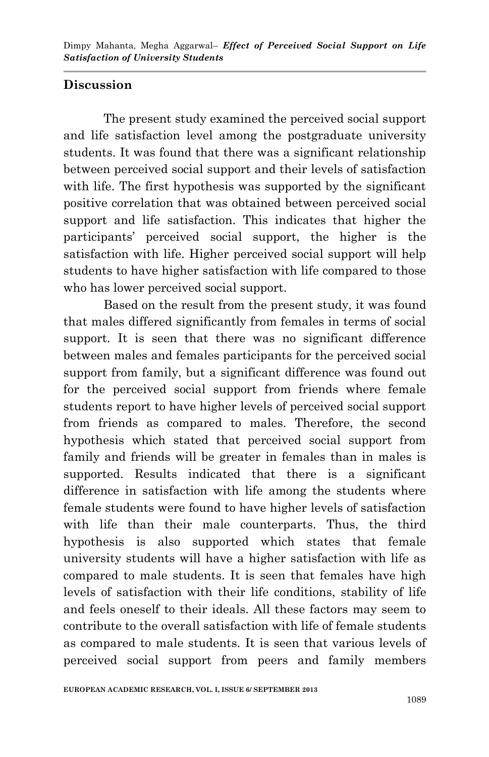## Discussion

The present study examined the perceived social support and life satisfaction level among the postgraduate university students. It was found that there was a significant relationship between perceived social support and their levels of satisfaction with life. The first hypothesis was supported by the significant positive correlation that was obtained between perceived social support and life satisfaction. This indicates that higher the participants' perceived social support, the higher is the satisfaction with life. Higher perceived social support will help students to have higher satisfaction with life compared to those who has lower perceived social support.

Based on the result from the present study, it was found that males differed significantly from females in terms of social support. It is seen that there was no significant difference between males and females participants for the perceived social support from family, but a significant difference was found out for the perceived social support from friends where female students report to have higher levels of perceived social support from friends as compared to males. Therefore, the second hypothesis which stated that perceived social support from family and friends will be greater in females than in males is supported. Results indicated that there is a significant difference in satisfaction with life among the students where female students were found to have higher levels of satisfaction with life than their male counterparts. Thus, the third hypothesis is also supported which states that female university students will have a higher satisfaction with life as compared to male students. It is seen that females have high levels of satisfaction with their life conditions, stability of life and feels oneself to their ideals. All these factors may seem to contribute to the overall satisfaction with life of female students as compared to male students. It is seen that various levels of perceived social support from peers and family members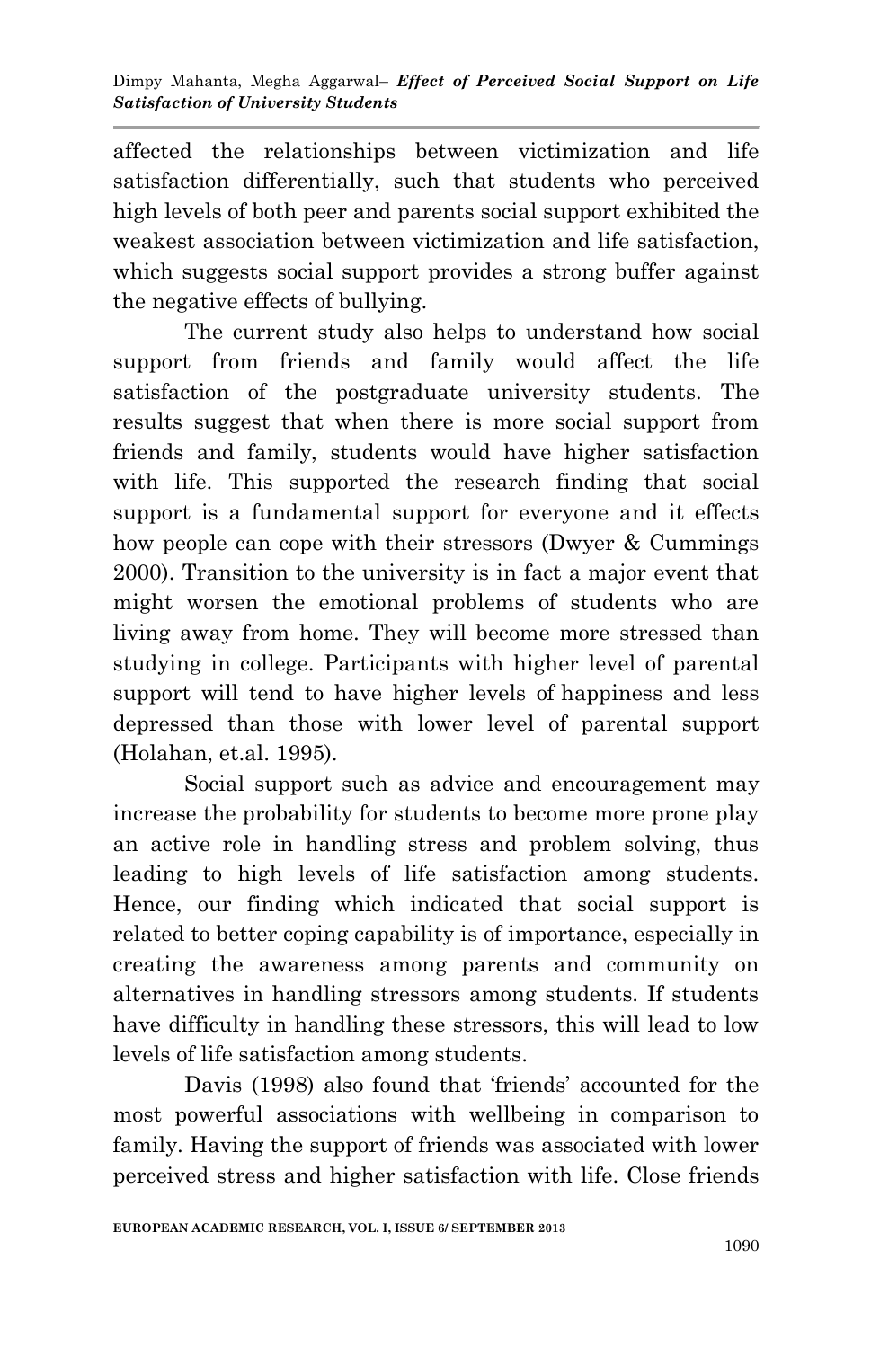affected the relationships between victimization and life satisfaction differentially, such that students who perceived high levels of both peer and parents social support exhibited the weakest association between victimization and life satisfaction, which suggests social support provides a strong buffer against the negative effects of bullying.

The current study also helps to understand how social support from friends and family would affect the life satisfaction of the postgraduate university students. The results suggest that when there is more social support from friends and family, students would have higher satisfaction with life. This supported the research finding that social support is a fundamental support for everyone and it effects how people can cope with their stressors (Dwyer & Cummings 2000). Transition to the university is in fact a major event that might worsen the emotional problems of students who are living away from home. They will become more stressed than studying in college. Participants with higher level of parental support will tend to have higher levels of happiness and less depressed than those with lower level of parental support (Holahan, et.al. 1995).

Social support such as advice and encouragement may increase the probability for students to become more prone play an active role in handling stress and problem solving, thus leading to high levels of life satisfaction among students. Hence, our finding which indicated that social support is related to better coping capability is of importance, especially in creating the awareness among parents and community on alternatives in handling stressors among students. If students have difficulty in handling these stressors, this will lead to low levels of life satisfaction among students.

Davis (1998) also found that 'friends' accounted for the most powerful associations with wellbeing in comparison to family. Having the support of friends was associated with lower perceived stress and higher satisfaction with life. Close friends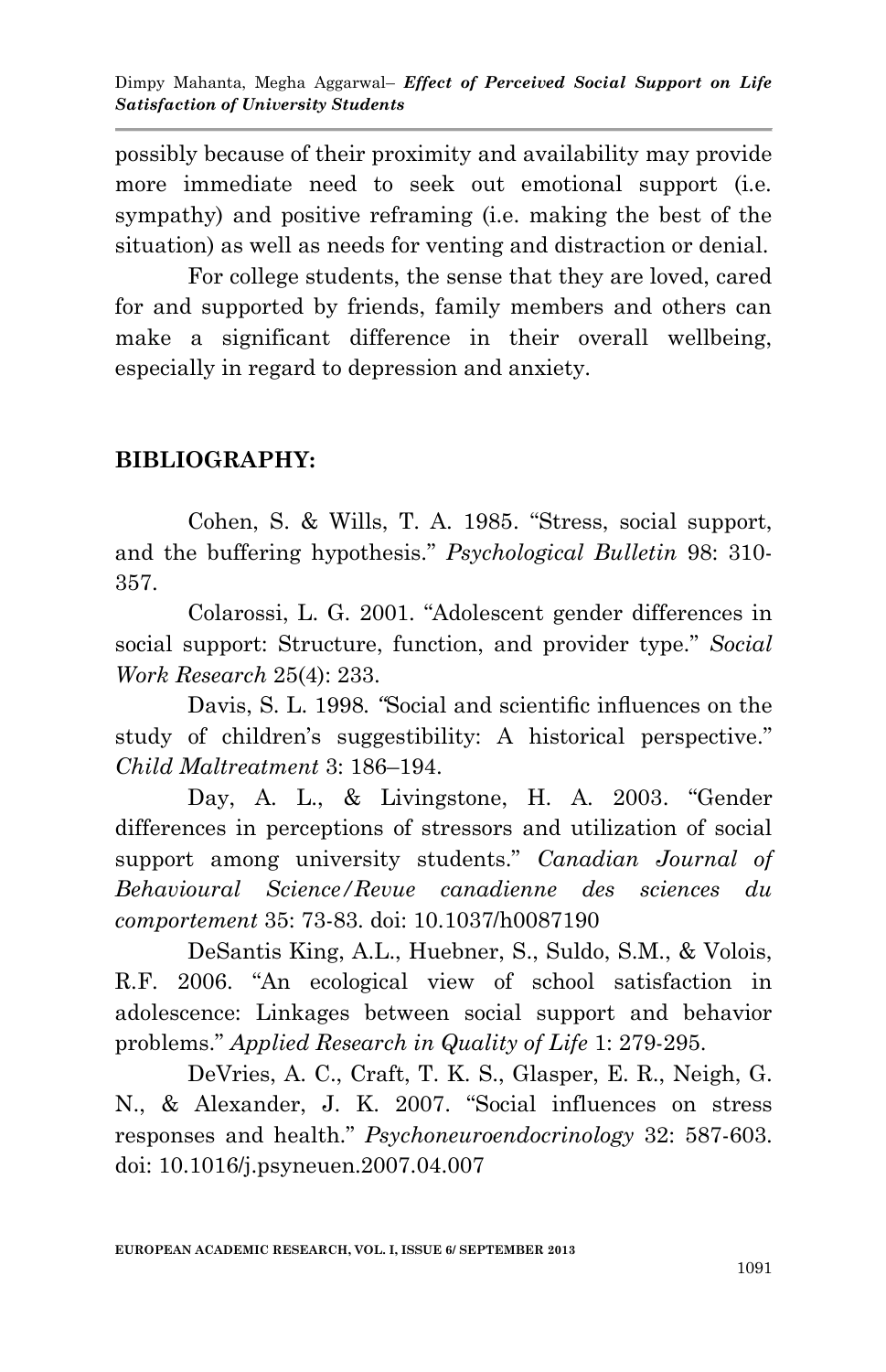possibly because of their proximity and availability may provide more immediate need to seek out emotional support (i.e. sympathy) and positive reframing (i.e. making the best of the situation) as well as needs for venting and distraction or denial.

For college students, the sense that they are loved, cared for and supported by friends, family members and others can make a significant difference in their overall wellbeing, especially in regard to depression and anxiety.

## BIBLIOGRAPHY:

Cohen, S. & Wills, T. A. 1985. "Stress, social support, and the buffering hypothesis." *Psychological Bulletin* 98: 310-357.

Colarossi, L. G. 2001. "Adolescent gender differences in social support: Structure, function, and provider type." *Social Work Research* 25(4): 233.

Davis, S. L. 1998. "Social and scientific influences on the study of children's suggestibility: A historical perspective." *Child Maltreatment* 3: 186–194.

Day, A. L., & Livingstone, H. A. 2003. "Gender differences in perceptions of stressors and utilization of social support among university students." *Canadian Journal of Behavioural Science/Revue canadienne des sciences du comportement* 35: 73-83. doi: 10.1037/h0087190

DeSantis King, A.L., Huebner, S., Suldo, S.M., & Volois, R.F. 2006. "An ecological view of school satisfaction in adolescence: Linkages between social support and behavior problems." *Applied Research in Quality of Life* 1: 279-295.

DeVries, A. C., Craft, T. K. S., Glasper, E. R., Neigh, G. N., & Alexander, J. K. 2007. "Social influences on stress responses and health." *Psychoneuroendocrinology* 32: 587-603. doi: 10.1016/j.psyneuen.2007.04.007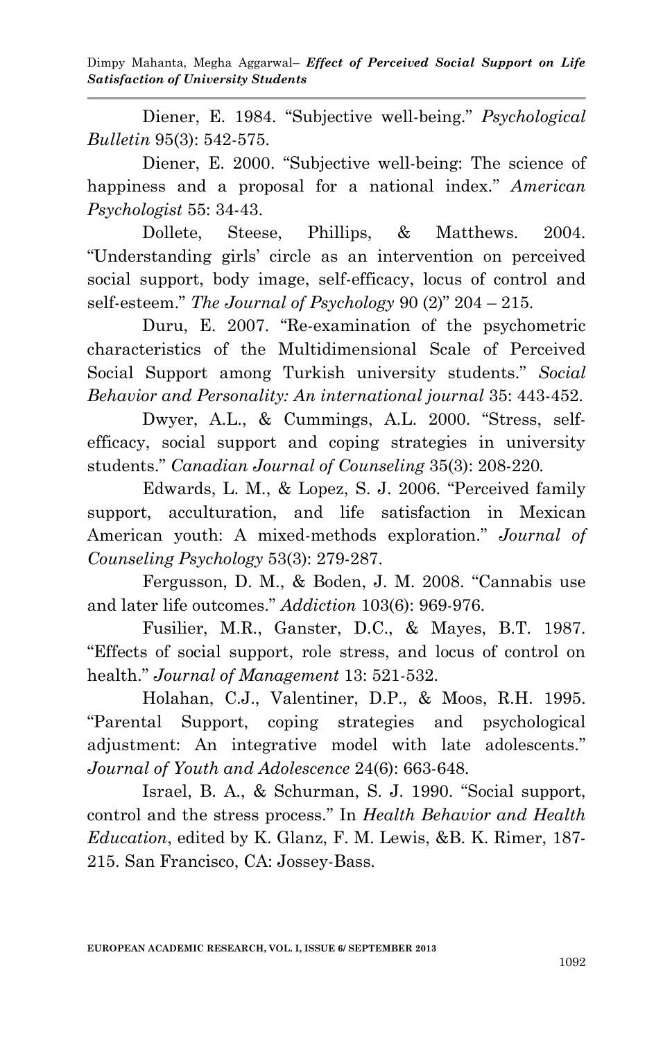Diener, E. 1984. "Subjective well-being." *Psychological Bulletin* 95(3): 542-575.

Diener, E. 2000. "Subjective well-being: The science of happiness and a proposal for a national index." *American Psychologist* 55: 34-43.

Dollete, Steese, Phillips, & Matthews. 2004. "Understanding girls' circle as an intervention on perceived social support, body image, self-efficacy, locus of control and self-esteem." *The Journal of Psychology* 90 (2)" 204 – 215.

Duru, E. 2007. "Re-examination of the psychometric characteristics of the Multidimensional Scale of Perceived Social Support among Turkish university students." *Social Behavior and Personality: An international journal* 35: 443-452.

Dwyer, A.L., & Cummings, A.L. 2000. "Stress, self-efficacy, social support and coping strategies in university students." *Canadian Journal of Counseling* 35(3): 208-220.

Edwards, L. M., & Lopez, S. J. 2006. "Perceived family support, acculturation, and life satisfaction in Mexican American youth: A mixed-methods exploration." *Journal of Counseling Psychology* 53(3): 279-287.

Fergusson, D. M., & Boden, J. M. 2008. "Cannabis use and later life outcomes." *Addiction* 103(6): 969-976.

Fusilier, M.R., Ganster, D.C., & Mayes, B.T. 1987. "Effects of social support, role stress, and locus of control on health." *Journal of Management* 13: 521-532.

Holahan, C.J., Valentiner, D.P., & Moos, R.H. 1995. "Parental Support, coping strategies and psychological adjustment: An integrative model with late adolescents." *Journal of Youth and Adolescence* 24(6): 663-648.

Israel, B. A., & Schurman, S. J. 1990. "Social support, control and the stress process." In *Health Behavior and Health Education*, edited by K. Glanz, F. M. Lewis, &B. K. Rimer, 187-215. San Francisco, CA: Jossey-Bass.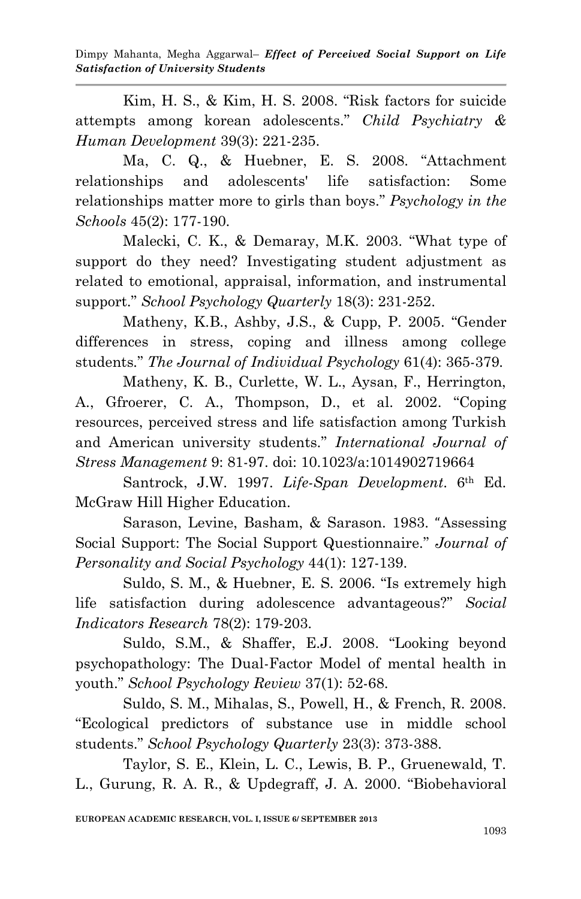Kim, H. S., & Kim, H. S. 2008. "Risk factors for suicide attempts among korean adolescents." *Child Psychiatry & Human Development* 39(3): 221-235.

Ma, C. Q., & Huebner, E. S. 2008. "Attachment relationships and adolescents' life satisfaction: Some relationships matter more to girls than boys." *Psychology in the Schools* 45(2): 177-190.

Malecki, C. K., & Demaray, M.K. 2003. "What type of support do they need? Investigating student adjustment as related to emotional, appraisal, information, and instrumental support." *School Psychology Quarterly* 18(3): 231-252.

Matheny, K.B., Ashby, J.S., & Cupp, P. 2005. "Gender differences in stress, coping and illness among college students." *The Journal of Individual Psychology* 61(4): 365-379.

Matheny, K. B., Curlette, W. L., Aysan, F., Herrington, A., Gfroerer, C. A., Thompson, D., et al. 2002. "Coping resources, perceived stress and life satisfaction among Turkish and American university students." *International Journal of Stress Management* 9: 81-97. doi: 10.1023/a:1014902719664

Santrock, J.W. 1997. *Life-Span Development*. 6th Ed. McGraw Hill Higher Education.

Sarason, Levine, Basham, & Sarason. 1983. "Assessing Social Support: The Social Support Questionnaire." *Journal of Personality and Social Psychology* 44(1): 127-139.

Suldo, S. M., & Huebner, E. S. 2006. "Is extremely high life satisfaction during adolescence advantageous?" *Social Indicators Research* 78(2): 179-203.

Suldo, S.M., & Shaffer, E.J. 2008. "Looking beyond psychopathology: The Dual-Factor Model of mental health in youth." *School Psychology Review* 37(1): 52-68.

Suldo, S. M., Mihalas, S., Powell, H., & French, R. 2008. "Ecological predictors of substance use in middle school students." *School Psychology Quarterly* 23(3): 373-388.

Taylor, S. E., Klein, L. C., Lewis, B. P., Gruenewald, T. L., Gurung, R. A. R., & Updegraff, J. A. 2000. "Biobehavioral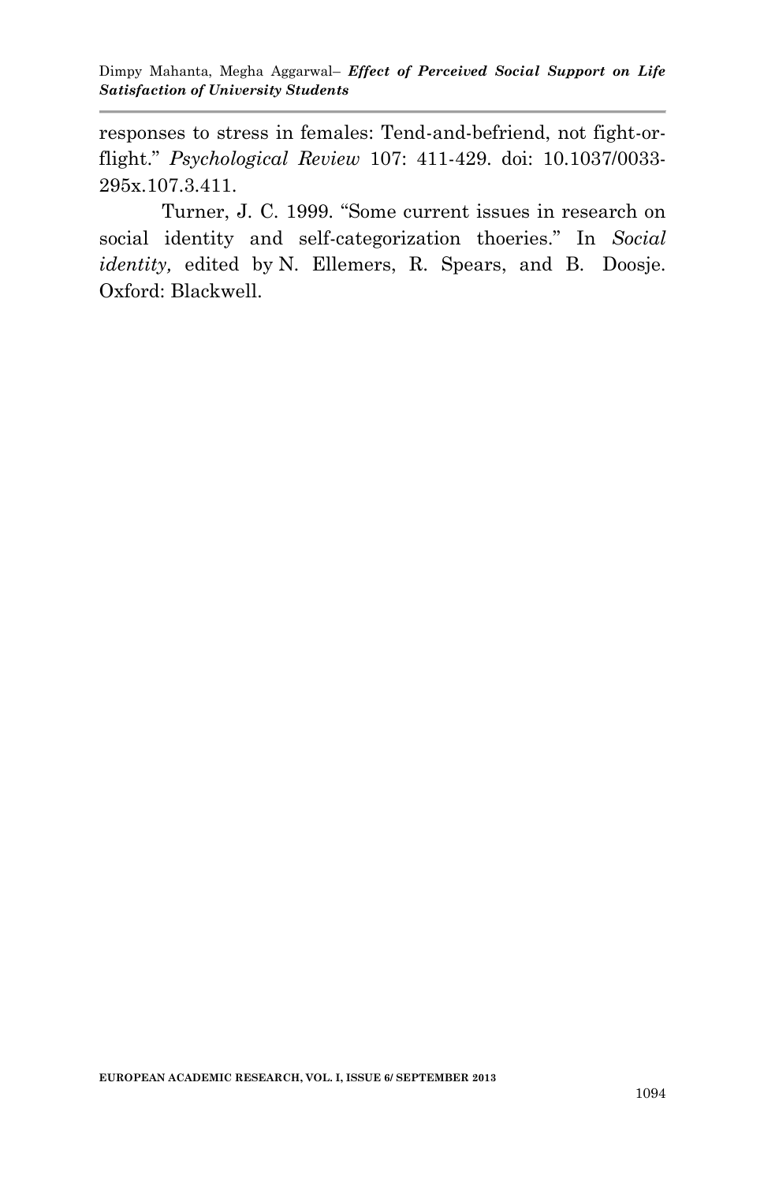responses to stress in females: Tend-and-befriend, not fight-or-flight." *Psychological Review* 107: 411-429. doi: 10.1037/0033-295x.107.3.411.

Turner, J. C. 1999. "Some current issues in research on social identity and self-categorization thoeries." In *Social identity,* edited by N. Ellemers, R. Spears, and B. Doosje. Oxford: Blackwell.